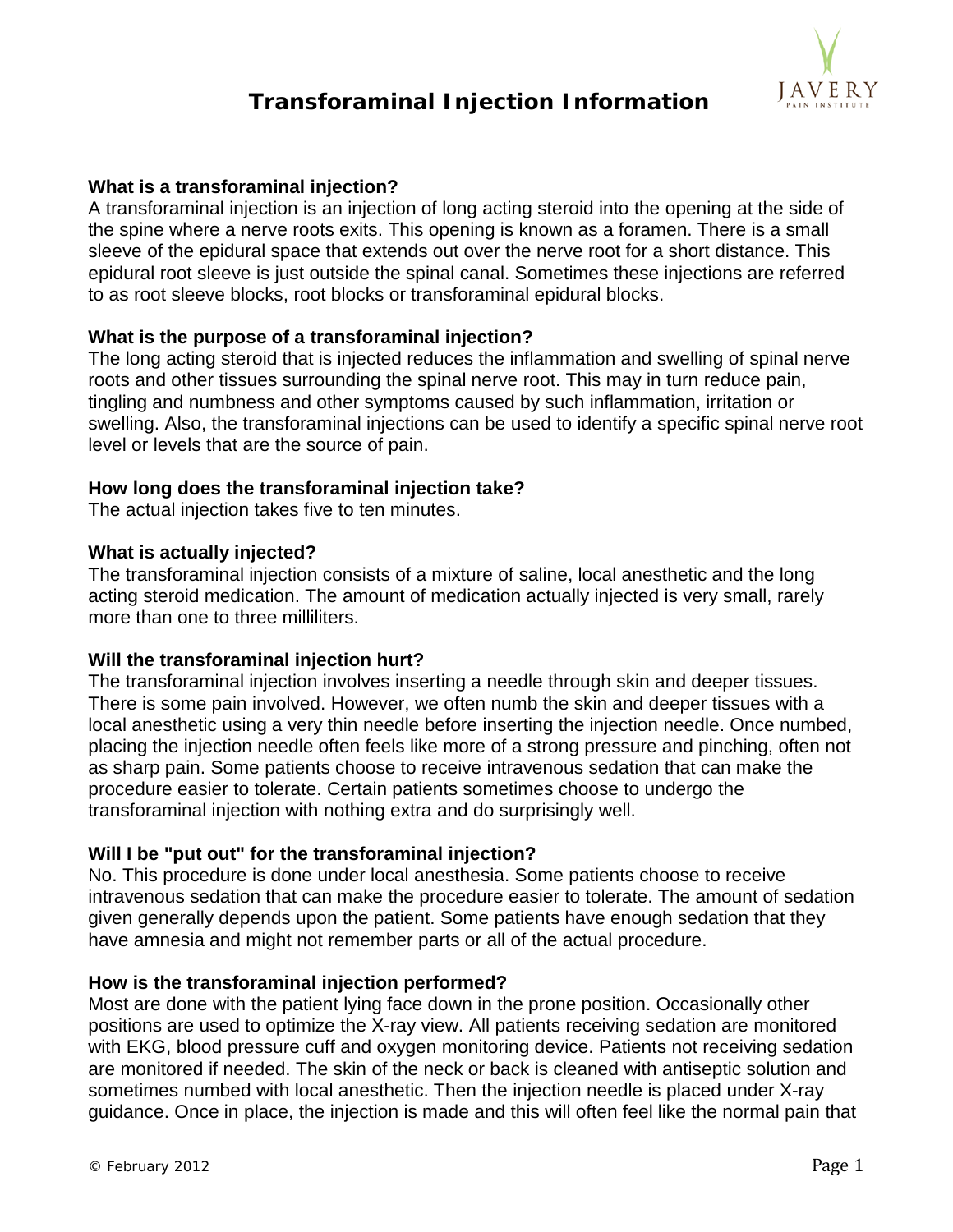# Transforaminal Injection Information

JAVERY PAIN INSTITUTE

**What is a transforaminal injection?**

A transforaminal injection is an injection of long acting steroid into the opening at the side of the spine where a nerve roots exits. This opening is known as a foramen. There is a small sleeve of the epidural space that extends out over the nerve root for a short distance. This epidural root sleeve is just outside the spinal canal. Sometimes these injections are referred to as root sleeve blocks, root blocks or transforaminal epidural blocks.

**What is the purpose of a transforaminal injection?**

The long acting steroid that is injected reduces the inflammation and swelling of spinal nerve roots and other tissues surrounding the spinal nerve root. This may in turn reduce pain, tingling and numbness and other symptoms caused by such inflammation, irritation or swelling. Also, the transforaminal injections can be used to identify a specific spinal nerve root level or levels that are the source of pain.

**How long does the transforaminal injection take?**

The actual injection takes five to ten minutes.

**What is actually injected?**

The transforaminal injection consists of a mixture of saline, local anesthetic and the long acting steroid medication. The amount of medication actually injected is very small, rarely more than one to three milliliters.

**Will the transforaminal injection hurt?**

The transforaminal injection involves inserting a needle through skin and deeper tissues. There is some pain involved. However, we often numb the skin and deeper tissues with a local anesthetic using a very thin needle before inserting the injection needle. Once numbed, placing the injection needle often feels like more of a strong pressure and pinching, often not as sharp pain. Some patients choose to receive intravenous sedation that can make the procedure easier to tolerate. Certain patients sometimes choose to undergo the transforaminal injection with nothing extra and do surprisingly well.

**Will I be "put out" for the transforaminal injection?**

No. This procedure is done under local anesthesia. Some patients choose to receive intravenous sedation that can make the procedure easier to tolerate. The amount of sedation given generally depends upon the patient. Some patients have enough sedation that they have amnesia and might not remember parts or all of the actual procedure.

**How is the transforaminal injection performed?**

Most are done with the patient lying face down in the prone position. Occasionally other positions are used to optimize the X-ray view. All patients receiving sedation are monitored with EKG, blood pressure cuff and oxygen monitoring device. Patients not receiving sedation are monitored if needed. The skin of the neck or back is cleaned with antiseptic solution and sometimes numbed with local anesthetic. Then the injection needle is placed under X-ray guidance. Once in place, the injection is made and this will often feel like the normal pain that

© February 2012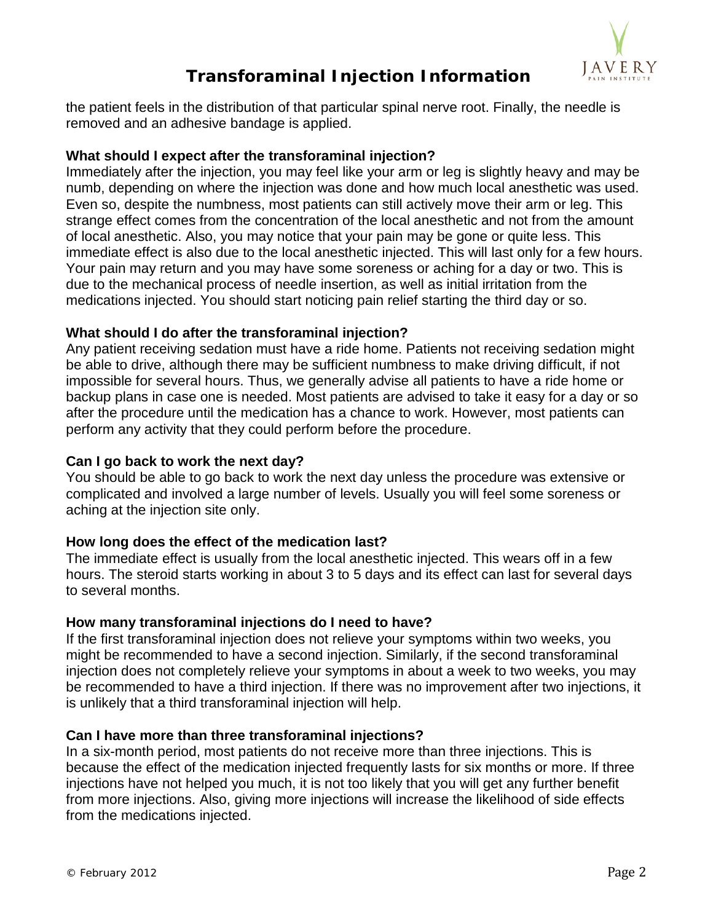the patient feels in the distribution of that particular spinal nerve root. Finally, the needle is removed and an adhesive bandage is applied.

**What should I expect after the transforaminal injection?**

Immediately after the injection, you may feel like your arm or leg is slightly heavy and may be numb, depending on where the injection was done and how much local anesthetic was used. Even so, despite the numbness, most patients can still actively move their arm or leg. This strange effect comes from the concentration of the local anesthetic and not from the amount of local anesthetic. Also, you may notice that your pain may be gone or quite less. This immediate effect is also due to the local anesthetic injected. This will last only for a few hours. Your pain may return and you may have some soreness or aching for a day or two. This is due to the mechanical process of needle insertion, as well as initial irritation from the medications injected. You should start noticing pain relief starting the third day or so.

**What should I do after the transforaminal injection?**

Any patient receiving sedation must have a ride home. Patients not receiving sedation might be able to drive, although there may be sufficient numbness to make driving difficult, if not impossible for several hours. Thus, we generally advise all patients to have a ride home or backup plans in case one is needed. Most patients are advised to take it easy for a day or so after the procedure until the medication has a chance to work. However, most patients can perform any activity that they could perform before the procedure.

**Can I go back to work the next day?**

You should be able to go back to work the next day unless the procedure was extensive or complicated and involved a large number of levels. Usually you will feel some soreness or aching at the injection site only.

**How long does the effect of the medication last?**

The immediate effect is usually from the local anesthetic injected. This wears off in a few hours. The steroid starts working in about 3 to 5 days and its effect can last for several days to several months.

**How many transforaminal injections do I need to have?**

If the first transforaminal injection does not relieve your symptoms within two weeks, you might be recommended to have a second injection. Similarly, if the second transforaminal injection does not completely relieve your symptoms in about a week to two weeks, you may be recommended to have a third injection. If there was no improvement after two injections, it is unlikely that a third transforaminal injection will help.

**Can I have more than three transforaminal injections?**

In a six-month period, most patients do not receive more than three injections. This is because the effect of the medication injected frequently lasts for six months or more. If three injections have not helped you much, it is not too likely that you will get any further benefit from more injections. Also, giving more injections will increase the likelihood of side effects from the medications injected.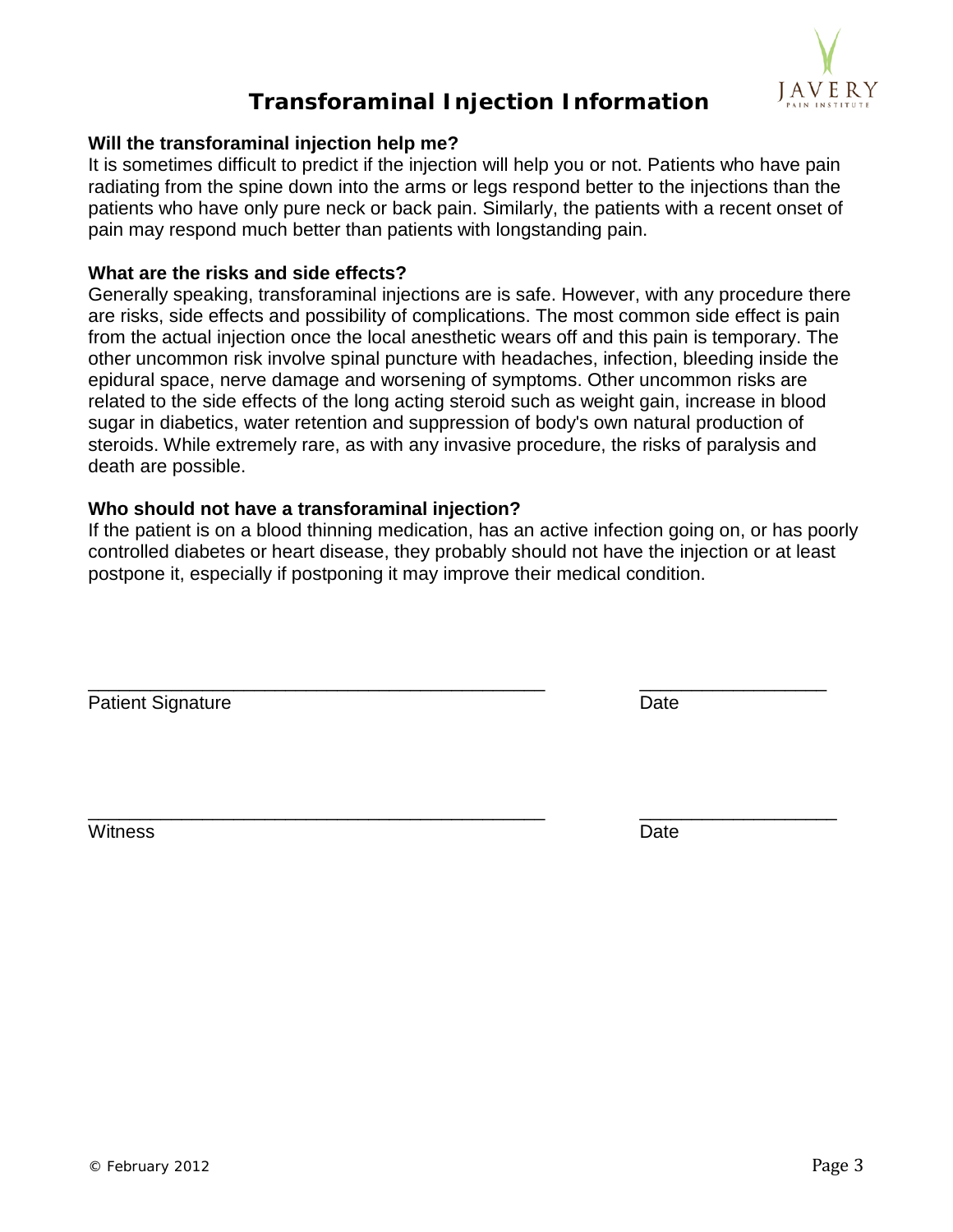# Transforaminal Injection Information

**Will the transforaminal injection help me?**

It is sometimes difficult to predict if the injection will help you or not. Patients who have pain radiating from the spine down into the arms or legs respond better to the injections than the patients who have only pure neck or back pain. Similarly, the patients with a recent onset of pain may respond much better than patients with longstanding pain.

**What are the risks and side effects?**

Generally speaking, transforaminal injections are is safe. However, with any procedure there are risks, side effects and possibility of complications. The most common side effect is pain from the actual injection once the local anesthetic wears off and this pain is temporary. The other uncommon risk involve spinal puncture with headaches, infection, bleeding inside the epidural space, nerve damage and worsening of symptoms. Other uncommon risks are related to the side effects of the long acting steroid such as weight gain, increase in blood sugar in diabetics, water retention and suppression of body's own natural production of steroids. While extremely rare, as with any invasive procedure, the risks of paralysis and death are possible.

**Who should not have a transforaminal injection?**

If the patient is on a blood thinning medication, has an active infection going on, or has poorly controlled diabetes or heart disease, they probably should not have the injection or at least postpone it, especially if postponing it may improve their medical condition.

_____________________________________________ __________________

Patient Signature Date

_____________________________________________ ___________________

Witness Date

© February 2012